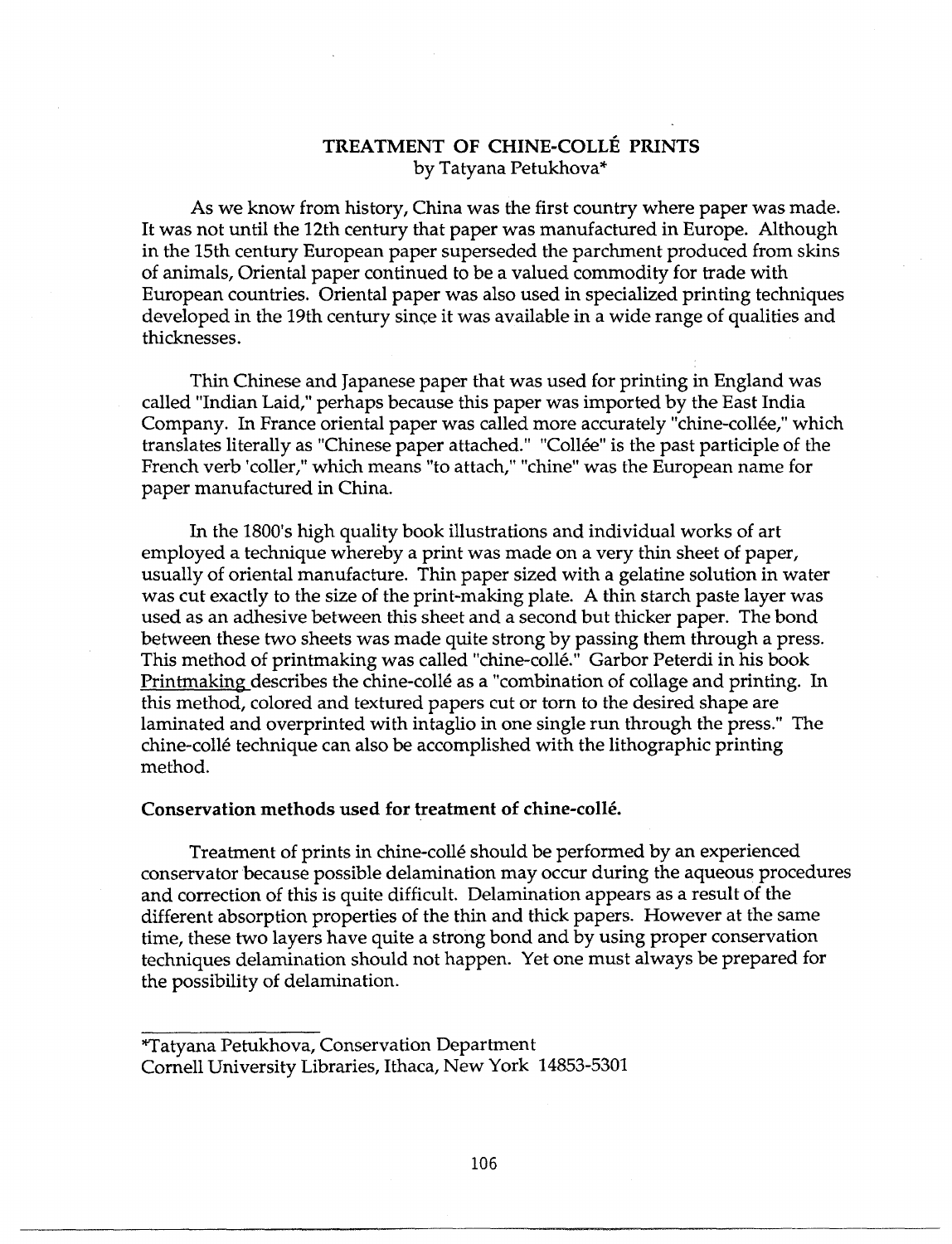# TREATMENT OF CHINE-COLLÉ PRINTS

by Tatyana Petukhova*

As we know from history, China was the first country where paper was made. It was not until the 12th century that paper was manufactured in Europe. Although in the 15th century European paper superseded the parchment produced from skins of animals, Oriental paper continued to be a valued commodity for trade with European countries. Oriental paper was also used in specialized printing techniques developed in the 19th century since it was available in a wide range of qualities and thicknesses.

Thin Chinese and Japanese paper that was used for printing in England was called "Indian Laid," perhaps because this paper was imported by the East India Company. In France oriental paper was called more accurately "chine-collée," which translates literally as "Chinese paper attached." "Collée" is the past participle of the French verb 'coller," which means "to attach," "chine" was the European name for paper manufactured in China.

In the 1800's high quality book illustrations and individual works of art employed a technique whereby a print was made on a very thin sheet of paper, usually of oriental manufacture. Thin paper sized with a gelatine solution in water was cut exactly to the size of the print-making plate. A thin starch paste layer was used as an adhesive between this sheet and a second but thicker paper. The bond between these two sheets was made quite strong by passing them through a press. This method of printmaking was called "chine-collé." Garbor Peterdi in his book Printmaking describes the chine-collé as a "combination of collage and printing. In this method, colored and textured papers cut or torn to the desired shape are laminated and overprinted with intaglio in one single run through the press." The chine-collé technique can also be accomplished with the lithographic printing method.

**Conservation methods used for treatment of chine-collé.**

Treatment of prints in chine-collé should be performed by an experienced conservator because possible delamination may occur during the aqueous procedures and correction of this is quite difficult. Delamination appears as a result of the different absorption properties of the thin and thick papers. However at the same time, these two layers have quite a strong bond and by using proper conservation techniques delamination should not happen. Yet one must always be prepared for the possibility of delamination.

---

*Tatyana Petukhova, Conservation Department
Cornell University Libraries, Ithaca, New York 14853-5301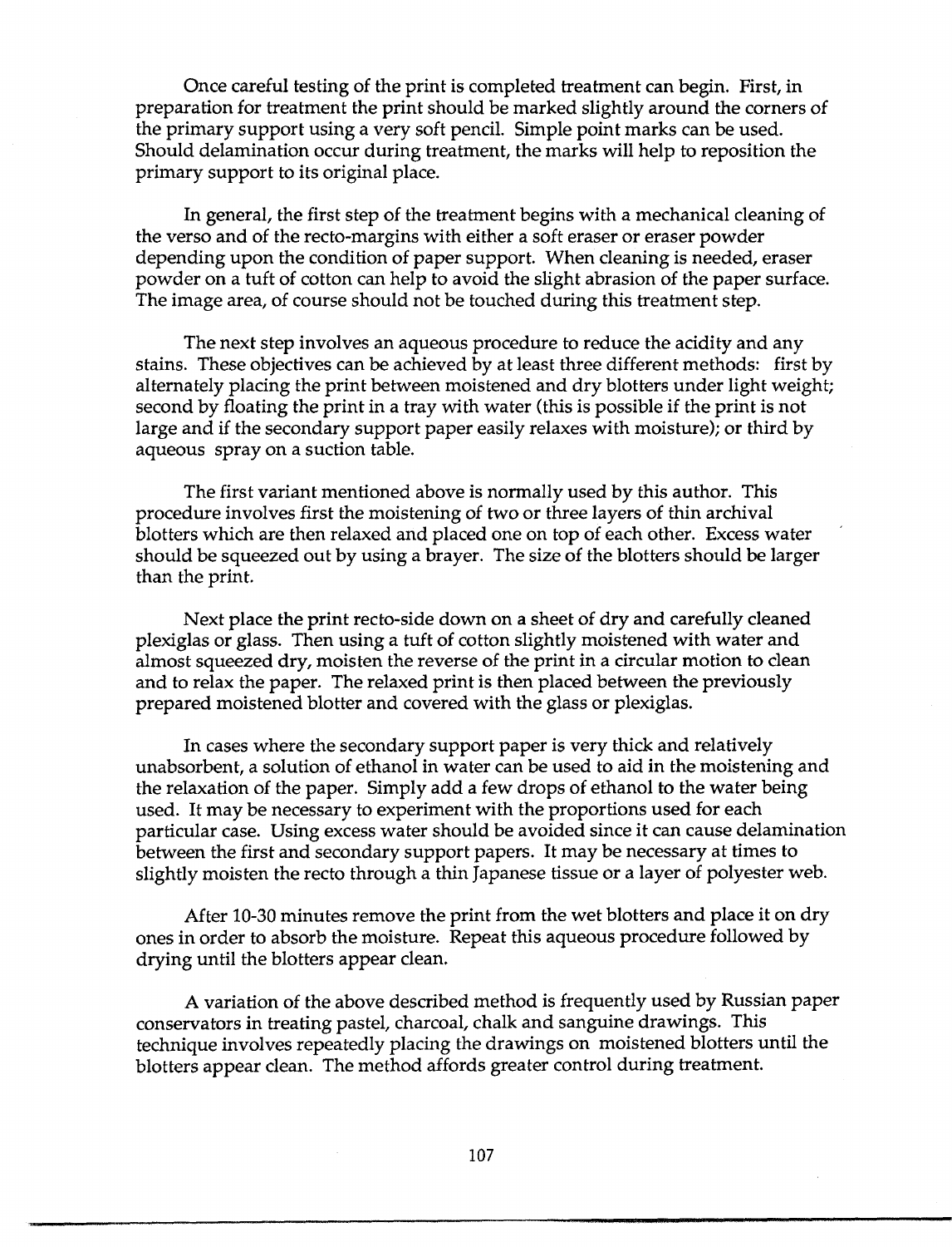Once careful testing of the print is completed treatment can begin. First, in preparation for treatment the print should be marked slightly around the corners of the primary support using a very soft pencil. Simple point marks can be used. Should delamination occur during treatment, the marks will help to reposition the primary support to its original place.

In general, the first step of the treatment begins with a mechanical cleaning of the verso and of the recto-margins with either a soft eraser or eraser powder depending upon the condition of paper support. When cleaning is needed, eraser powder on a tuft of cotton can help to avoid the slight abrasion of the paper surface. The image area, of course should not be touched during this treatment step.

The next step involves an aqueous procedure to reduce the acidity and any stains. These objectives can be achieved by at least three different methods: first by alternately placing the print between moistened and dry blotters under light weight; second by floating the print in a tray with water (this is possible if the print is not large and if the secondary support paper easily relaxes with moisture); or third by aqueous spray on a suction table.

The first variant mentioned above is normally used by this author. This procedure involves first the moistening of two or three layers of thin archival blotters which are then relaxed and placed one on top of each other. Excess water should be squeezed out by using a brayer. The size of the blotters should be larger than the print.

Next place the print recto-side down on a sheet of dry and carefully cleaned plexiglas or glass. Then using a tuft of cotton slightly moistened with water and almost squeezed dry, moisten the reverse of the print in a circular motion to clean and to relax the paper. The relaxed print is then placed between the previously prepared moistened blotter and covered with the glass or plexiglas.

In cases where the secondary support paper is very thick and relatively unabsorbent, a solution of ethanol in water can be used to aid in the moistening and the relaxation of the paper. Simply add a few drops of ethanol to the water being used. It may be necessary to experiment with the proportions used for each particular case. Using excess water should be avoided since it can cause delamination between the first and secondary support papers. It may be necessary at times to slightly moisten the recto through a thin Japanese tissue or a layer of polyester web.

After 10-30 minutes remove the print from the wet blotters and place it on dry ones in order to absorb the moisture. Repeat this aqueous procedure followed by drying until the blotters appear clean.

A variation of the above described method is frequently used by Russian paper conservators in treating pastel, charcoal, chalk and sanguine drawings. This technique involves repeatedly placing the drawings on moistened blotters until the blotters appear clean. The method affords greater control during treatment.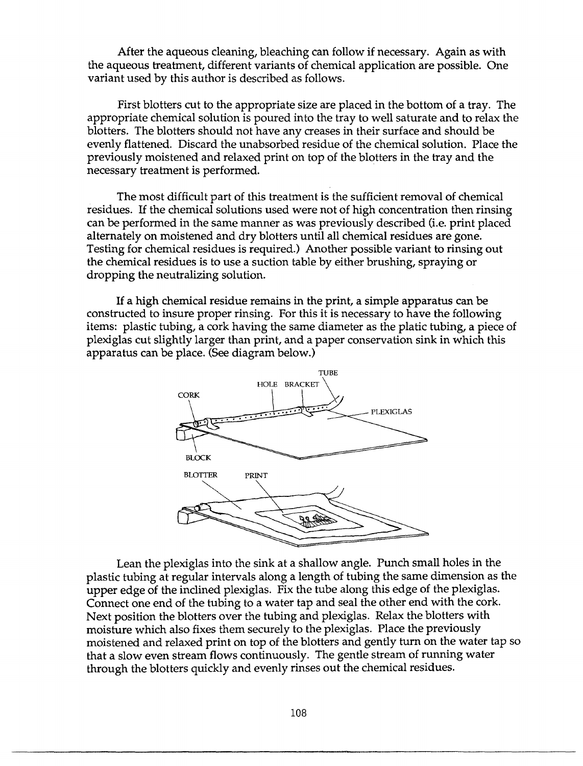After the aqueous cleaning, bleaching can follow if necessary. Again as with the aqueous treatment, different variants of chemical application are possible. One variant used by this author is described as follows.

First blotters cut to the appropriate size are placed in the bottom of a tray. The appropriate chemical solution is poured into the tray to well saturate and to relax the blotters. The blotters should not have any creases in their surface and should be evenly flattened. Discard the unabsorbed residue of the chemical solution. Place the previously moistened and relaxed print on top of the blotters in the tray and the necessary treatment is performed.

The most difficult part of this treatment is the sufficient removal of chemical residues. If the chemical solutions used were not of high concentration then rinsing can be performed in the same manner as was previously described (i.e. print placed alternately on moistened and dry blotters until all chemical residues are gone. Testing for chemical residues is required.) Another possible variant to rinsing out the chemical residues is to use a suction table by either brushing, spraying or dropping the neutralizing solution.

If a high chemical residue remains in the print, a simple apparatus can be constructed to insure proper rinsing. For this it is necessary to have the following items: plastic tubing, a cork having the same diameter as the platic tubing, a piece of plexiglas cut slightly larger than print, and a paper conservation sink in which this apparatus can be place. (See diagram below.)

TUBE HOLE BRACKET CORK PLEXIGLAS BLOCK

BLOTTER PRINT

Lean the plexiglas into the sink at a shallow angle. Punch small holes in the plastic tubing at regular intervals along a length of tubing the same dimension as the upper edge of the inclined plexiglas. Fix the tube along this edge of the plexiglas. Connect one end of the tubing to a water tap and seal the other end with the cork. Next position the blotters over the tubing and plexiglas. Relax the blotters with moisture which also fixes them securely to the plexiglas. Place the previously moistened and relaxed print on top of the blotters and gently turn on the water tap so that a slow even stream flows continuously. The gentle stream of running water through the blotters quickly and evenly rinses out the chemical residues.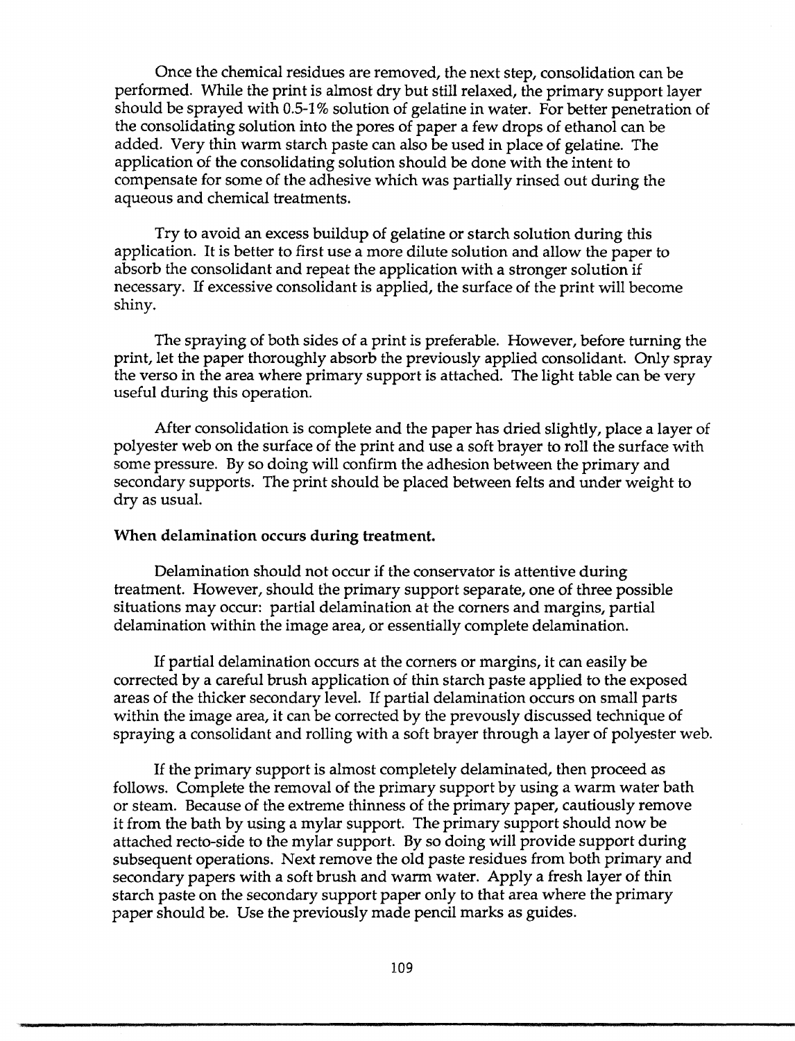Once the chemical residues are removed, the next step, consolidation can be performed. While the print is almost dry but still relaxed, the primary support layer should be sprayed with 0.5-1% solution of gelatine in water. For better penetration of the consolidating solution into the pores of paper a few drops of ethanol can be added. Very thin warm starch paste can also be used in place of gelatine. The application of the consolidating solution should be done with the intent to compensate for some of the adhesive which was partially rinsed out during the aqueous and chemical treatments.

Try to avoid an excess buildup of gelatine or starch solution during this application. It is better to first use a more dilute solution and allow the paper to absorb the consolidant and repeat the application with a stronger solution if necessary. If excessive consolidant is applied, the surface of the print will become shiny.

The spraying of both sides of a print is preferable. However, before turning the print, let the paper thoroughly absorb the previously applied consolidant. Only spray the verso in the area where primary support is attached. The light table can be very useful during this operation.

After consolidation is complete and the paper has dried slightly, place a layer of polyester web on the surface of the print and use a soft brayer to roll the surface with some pressure. By so doing will confirm the adhesion between the primary and secondary supports. The print should be placed between felts and under weight to dry as usual.

**When delamination occurs during treatment.**

Delamination should not occur if the conservator is attentive during treatment. However, should the primary support separate, one of three possible situations may occur: partial delamination at the corners and margins, partial delamination within the image area, or essentially complete delamination.

If partial delamination occurs at the corners or margins, it can easily be corrected by a careful brush application of thin starch paste applied to the exposed areas of the thicker secondary level. If partial delamination occurs on small parts within the image area, it can be corrected by the prevously discussed technique of spraying a consolidant and rolling with a soft brayer through a layer of polyester web.

If the primary support is almost completely delaminated, then proceed as follows. Complete the removal of the primary support by using a warm water bath or steam. Because of the extreme thinness of the primary paper, cautiously remove it from the bath by using a mylar support. The primary support should now be attached recto-side to the mylar support. By so doing will provide support during subsequent operations. Next remove the old paste residues from both primary and secondary papers with a soft brush and warm water. Apply a fresh layer of thin starch paste on the secondary support paper only to that area where the primary paper should be. Use the previously made pencil marks as guides.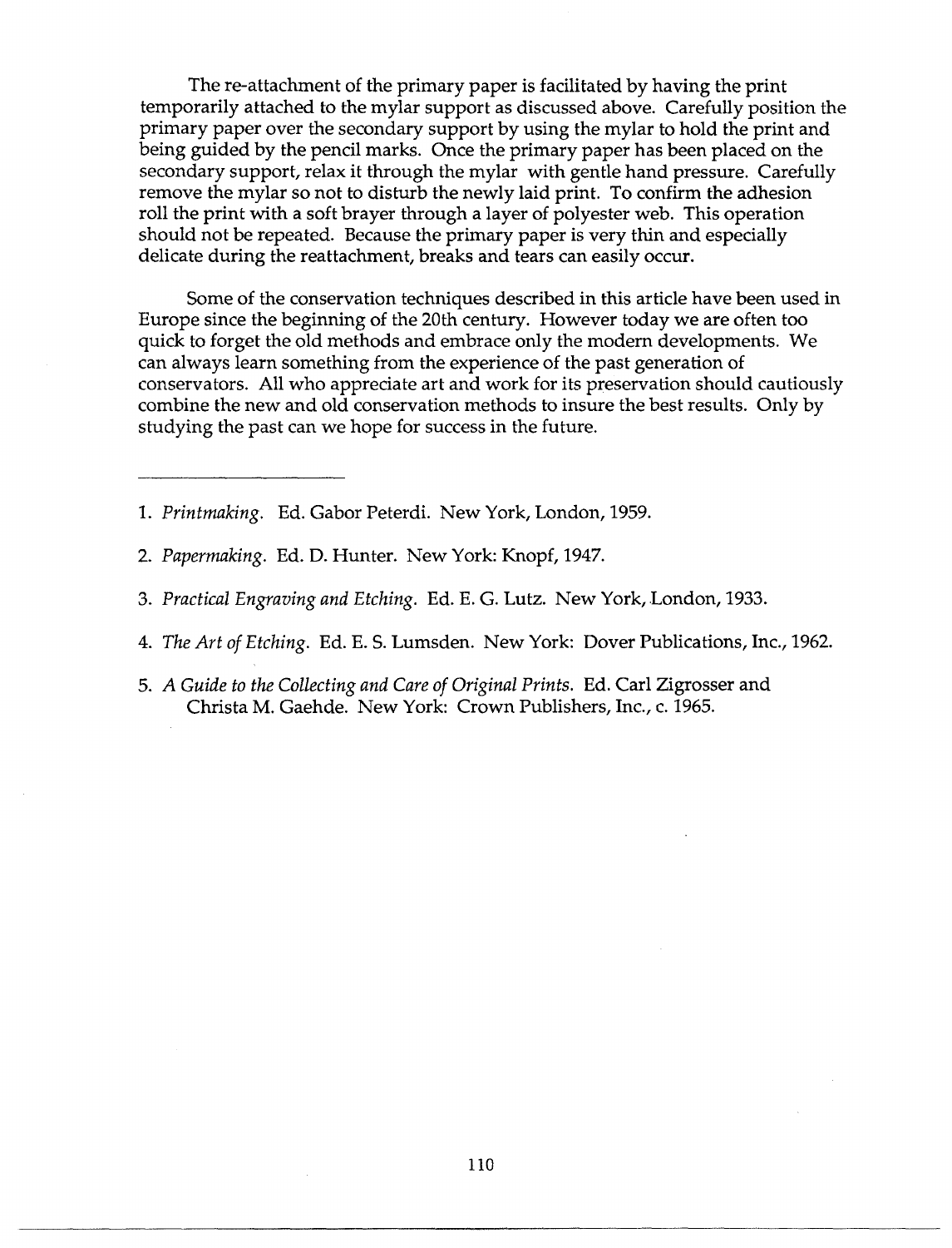The re-attachment of the primary paper is facilitated by having the print temporarily attached to the mylar support as discussed above. Carefully position the primary paper over the secondary support by using the mylar to hold the print and being guided by the pencil marks. Once the primary paper has been placed on the secondary support, relax it through the mylar with gentle hand pressure. Carefully remove the mylar so not to disturb the newly laid print. To confirm the adhesion roll the print with a soft brayer through a layer of polyester web. This operation should not be repeated. Because the primary paper is very thin and especially delicate during the reattachment, breaks and tears can easily occur.

Some of the conservation techniques described in this article have been used in Europe since the beginning of the 20th century. However today we are often too quick to forget the old methods and embrace only the modern developments. We can always learn something from the experience of the past generation of conservators. All who appreciate art and work for its preservation should cautiously combine the new and old conservation methods to insure the best results. Only by studying the past can we hope for success in the future.

---

1. *Printmaking*. Ed. Gabor Peterdi. New York, London, 1959.

2. *Papermaking*. Ed. D. Hunter. New York: Knopf, 1947.

3. *Practical Engraving and Etching*. Ed. E. G. Lutz. New York, London, 1933.

4. *The Art of Etching*. Ed. E. S. Lumsden. New York: Dover Publications, Inc., 1962.

5. *A Guide to the Collecting and Care of Original Prints*. Ed. Carl Zigrosser and Christa M. Gaehde. New York: Crown Publishers, Inc., c. 1965.